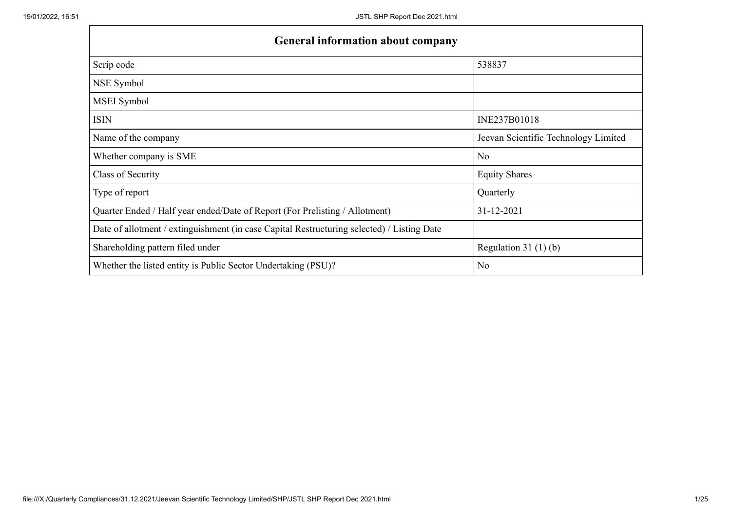| General information about company | |
|---|---|
| Scrip code | 538837 |
| NSE Symbol | |
| MSEI Symbol | |
| ISIN | INE237B01018 |
| Name of the company | Jeevan Scientific Technology Limited |
| Whether company is SME | No |
| Class of Security | Equity Shares |
| Type of report | Quarterly |
| Quarter Ended / Half year ended/Date of Report (For Prelisting / Allotment) | 31-12-2021 |
| Date of allotment / extinguishment (in case Capital Restructuring selected) / Listing Date | |
| Shareholding pattern filed under | Regulation 31 (1) (b) |
| Whether the listed entity is Public Sector Undertaking (PSU)? | No |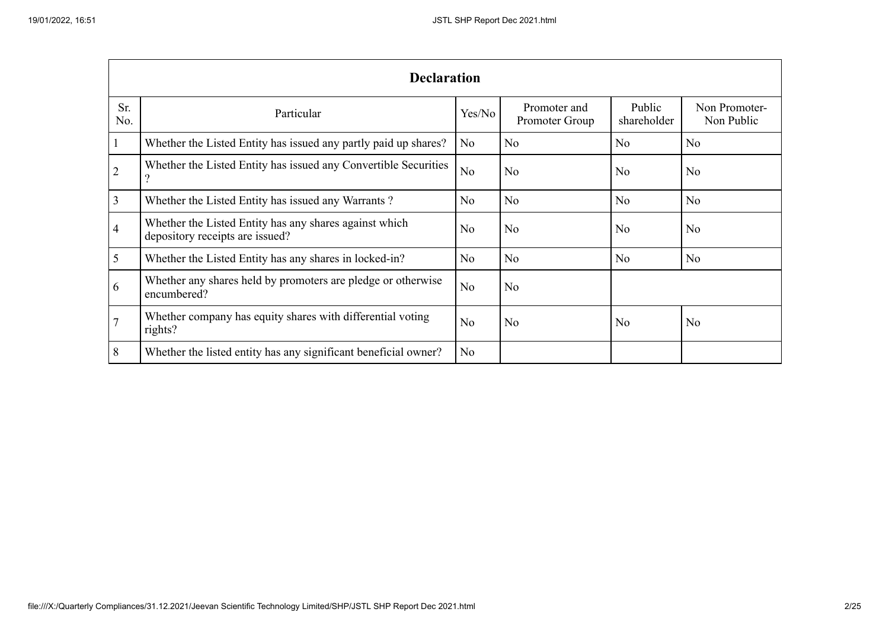| Declaration | | | | | |
|---|---|---|---|---|---|
| Sr. No. | Particular | Yes/No | Promoter and Promoter Group | Public shareholder | Non Promoter- Non Public |
| 1 | Whether the Listed Entity has issued any partly paid up shares? | No | No | No | No |
| 2 | Whether the Listed Entity has issued any Convertible Securities ? | No | No | No | No |
| 3 | Whether the Listed Entity has issued any Warrants ? | No | No | No | No |
| 4 | Whether the Listed Entity has any shares against which depository receipts are issued? | No | No | No | No |
| 5 | Whether the Listed Entity has any shares in locked-in? | No | No | No | No |
| 6 | Whether any shares held by promoters are pledge or otherwise encumbered? | No | No | | |
| 7 | Whether company has equity shares with differential voting rights? | No | No | No | No |
| 8 | Whether the listed entity has any significant beneficial owner? | No | | | |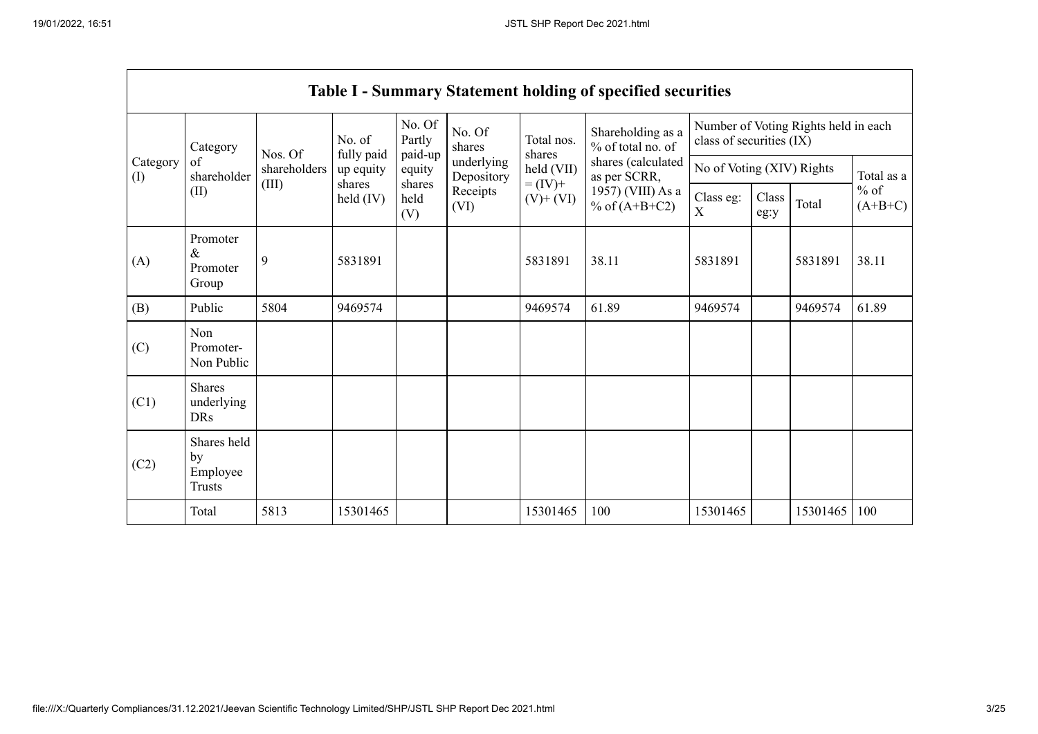## Table I - Summary Statement holding of specified securities

| Category (I) | Category of shareholder (II) | Nos. Of shareholders (III) | No. of fully paid up equity shares held (IV) | No. Of Partly paid-up equity shares held (V) | No. Of shares underlying Depository Receipts (VI) | Total nos. shares held (VII) = (IV)+ (V)+ (VI) | Shareholding as a % of total no. of shares (calculated as per SCRR, 1957) (VIII) As a % of (A+B+C2) | Number of Voting Rights held in each class of securities (IX) | | | |
|---|---|---|---|---|---|---|---|---|---|---|---|
| | | | | | | | | No of Voting (XIV) Rights | | | Total as a % of (A+B+C) |
| | | | | | | | | Class eg: X | Class eg:y | Total | |
| (A) | Promoter & Promoter Group | 9 | 5831891 | | | 5831891 | 38.11 | 5831891 | | 5831891 | 38.11 |
| (B) | Public | 5804 | 9469574 | | | 9469574 | 61.89 | 9469574 | | 9469574 | 61.89 |
| (C) | Non Promoter- Non Public | | | | | | | | | | |
| (C1) | Shares underlying DRs | | | | | | | | | | |
| (C2) | Shares held by Employee Trusts | | | | | | | | | | |
| | Total | 5813 | 15301465 | | | 15301465 | 100 | 15301465 | | 15301465 | 100 |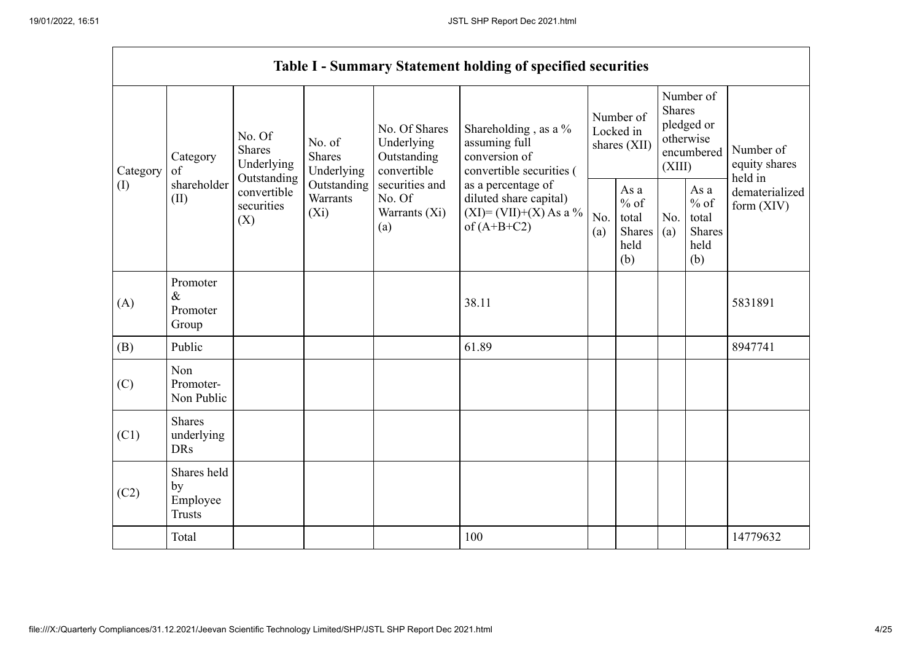**Table I - Summary Statement holding of specified securities**

| Category (I) | Category of shareholder (II) | No. Of Shares Underlying Outstanding convertible securities (X) | No. of Shares Underlying Outstanding Warrants (Xi) | No. Of Shares Underlying Outstanding convertible securities and No. Of Warrants (Xi) (a) | Shareholding , as a % assuming full conversion of convertible securities ( as a percentage of diluted share capital) (XI)= (VII)+(X) As a % of (A+B+C2) | Number of Locked in shares (XII) | | Number of Shares pledged or otherwise encumbered (XIII) | | Number of equity shares held in dematerialized form (XIV) |
|---|---|---|---|---|---|---|---|---|---|---|
| | | | | | | No. (a) | As a % of total Shares held (b) | No. (a) | As a % of total Shares held (b) | |
| (A) | Promoter & Promoter Group | | | | 38.11 | | | | | 5831891 |
| (B) | Public | | | | 61.89 | | | | | 8947741 |
| (C) | Non Promoter- Non Public | | | | | | | | | |
| (C1) | Shares underlying DRs | | | | | | | | | |
| (C2) | Shares held by Employee Trusts | | | | | | | | | |
| | Total | | | | 100 | | | | | 14779632 |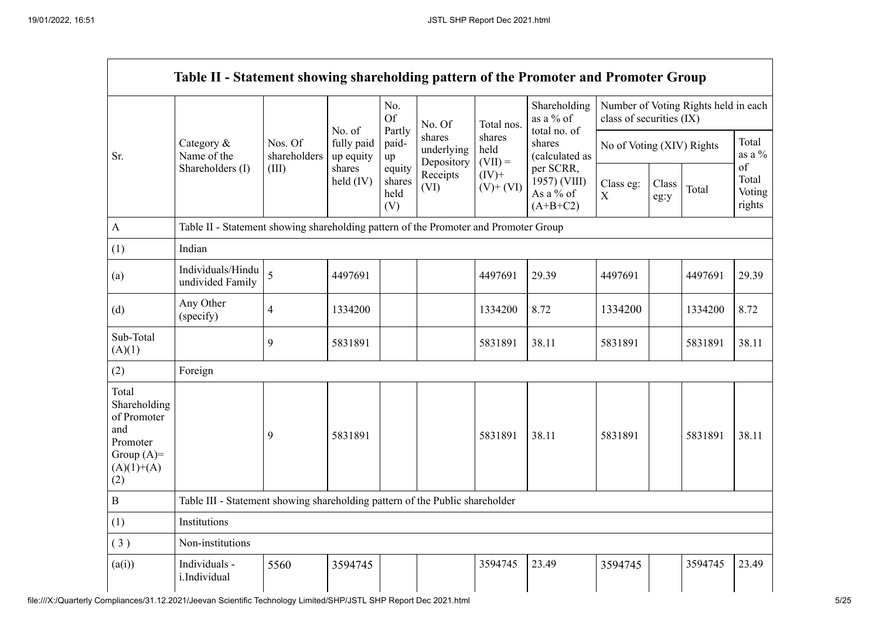| Table II - Statement showing shareholding pattern of the Promoter and Promoter Group | | | | | | | | | | | | |
|---|---|---|---|---|---|---|---|---|---|---|---|---|
| Sr. | Category & Name of the Shareholders (I) | Nos. Of shareholders (III) | No. of fully paid up equity shares held (IV) | No. Of Partly paid-up equity shares held (V) | No. Of shares underlying Depository Receipts (VI) | Total nos. shares held (VII) = (IV)+ (V)+ (VI) | Shareholding as a % of total no. of shares (calculated as per SCRR, 1957) (VIII) As a % of (A+B+C2) | Number of Voting Rights held in each class of securities (IX) | | | |
| | | | | | | | | No of Voting (XIV) Rights | | | Total as a % of Total Voting rights |
| | | | | | | | | Class eg: X | Class eg:y | Total | |
| A | Table II - Statement showing shareholding pattern of the Promoter and Promoter Group | | | | | | | | | | |
| (1) | Indian | | | | | | | | | | |
| (a) | Individuals/Hindu undivided Family | 5 | 4497691 | | | 4497691 | 29.39 | 4497691 | | 4497691 | 29.39 |
| (d) | Any Other (specify) | 4 | 1334200 | | | 1334200 | 8.72 | 1334200 | | 1334200 | 8.72 |
| Sub-Total (A)(1) | | 9 | 5831891 | | | 5831891 | 38.11 | 5831891 | | 5831891 | 38.11 |
| (2) | Foreign | | | | | | | | | | |
| Total Shareholding of Promoter and Promoter Group (A)=(A)(1)+(A)(2) | | 9 | 5831891 | | | 5831891 | 38.11 | 5831891 | | 5831891 | 38.11 |
| B | Table III - Statement showing shareholding pattern of the Public shareholder | | | | | | | | | | |
| (1) | Institutions | | | | | | | | | | |
| (3) | Non-institutions | | | | | | | | | | |
| (a(i)) | Individuals - i.Individual | 5560 | 3594745 | | | 3594745 | 23.49 | 3594745 | | 3594745 | 23.49 |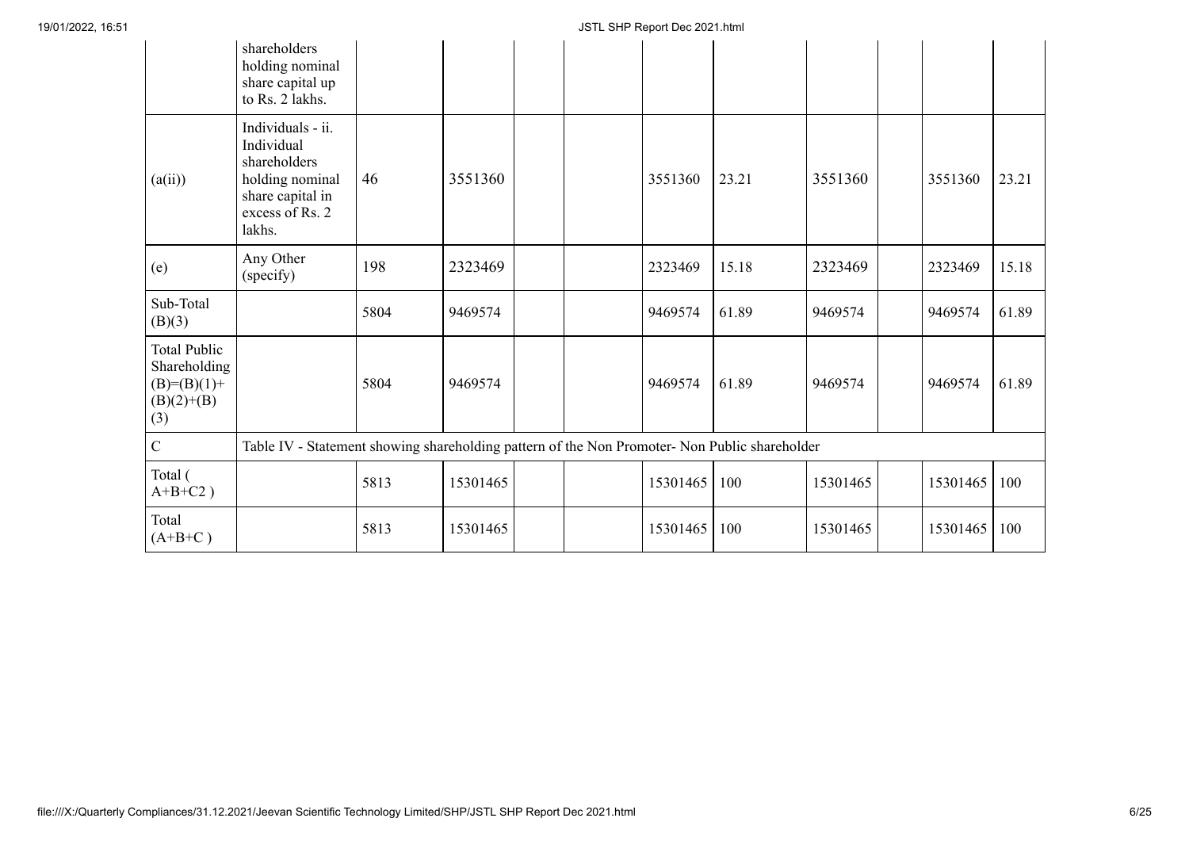|  | shareholders holding nominal share capital up to Rs. 2 lakhs. |  |  |  |  |  |  |  |  |  |  |
|---|---|---|---|---|---|---|---|---|---|---|---|
| (a(ii)) | Individuals - ii. Individual shareholders holding nominal share capital in excess of Rs. 2 lakhs. | 46 | 3551360 |  |  | 3551360 | 23.21 | 3551360 |  | 3551360 | 23.21 |
| (e) | Any Other (specify) | 198 | 2323469 |  |  | 2323469 | 15.18 | 2323469 |  | 2323469 | 15.18 |
| Sub-Total (B)(3) |  | 5804 | 9469574 |  |  | 9469574 | 61.89 | 9469574 |  | 9469574 | 61.89 |
| Total Public Shareholding (B)=(B)(1)+(B)(2)+(B)(3) |  | 5804 | 9469574 |  |  | 9469574 | 61.89 | 9469574 |  | 9469574 | 61.89 |
| C | Table IV - Statement showing shareholding pattern of the Non Promoter- Non Public shareholder |  |  |  |  |  |  |  |  |  |  |
| Total ( A+B+C2 ) |  | 5813 | 15301465 |  |  | 15301465 | 100 | 15301465 |  | 15301465 | 100 |
| Total (A+B+C ) |  | 5813 | 15301465 |  |  | 15301465 | 100 | 15301465 |  | 15301465 | 100 |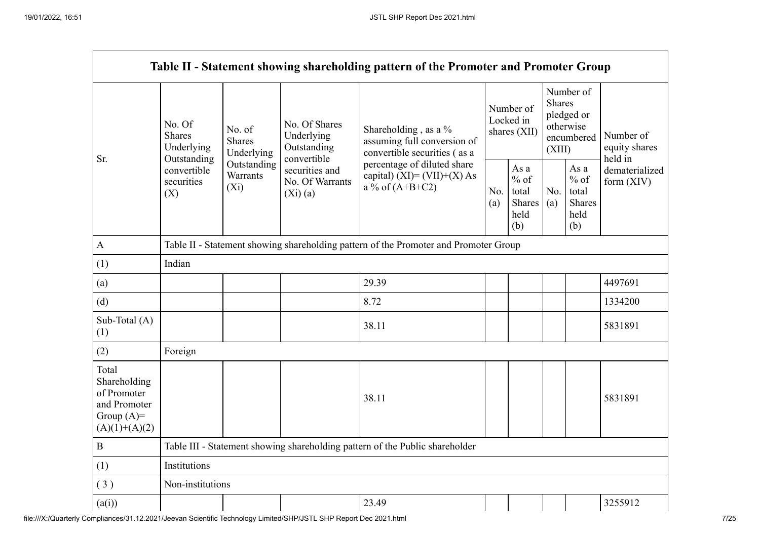| Table II - Statement showing shareholding pattern of the Promoter and Promoter Group | | | | | | | | | |
|---|---|---|---|---|---|---|---|---|---|
| Sr. | No. Of Shares Underlying Outstanding convertible securities (X) | No. of Shares Underlying Outstanding Warrants (Xi) | No. Of Shares Underlying Outstanding convertible securities and No. Of Warrants (Xi) (a) | Shareholding , as a % assuming full conversion of convertible securities ( as a percentage of diluted share capital) (XI)= (VII)+(X) As a % of (A+B+C2) | Number of Locked in shares (XII) | | Number of Shares pledged or otherwise encumbered (XIII) | | Number of equity shares held in dematerialized form (XIV) |
| | | | | | No. (a) | As a % of total Shares held (b) | No. (a) | As a % of total Shares held (b) | |
| A | Table II - Statement showing shareholding pattern of the Promoter and Promoter Group | | | | | | | | |
| (1) | Indian | | | | | | | | |
| (a) | | | | 29.39 | | | | | 4497691 |
| (d) | | | | 8.72 | | | | | 1334200 |
| Sub-Total (A) (1) | | | | 38.11 | | | | | 5831891 |
| (2) | Foreign | | | | | | | | |
| Total Shareholding of Promoter and Promoter Group (A)= (A)(1)+(A)(2) | | | | 38.11 | | | | | 5831891 |
| B | Table III - Statement showing shareholding pattern of the Public shareholder | | | | | | | | |
| (1) | Institutions | | | | | | | | |
| ( 3 ) | Non-institutions | | | | | | | | |
| (a(i)) | | | | 23.49 | | | | | 3255912 |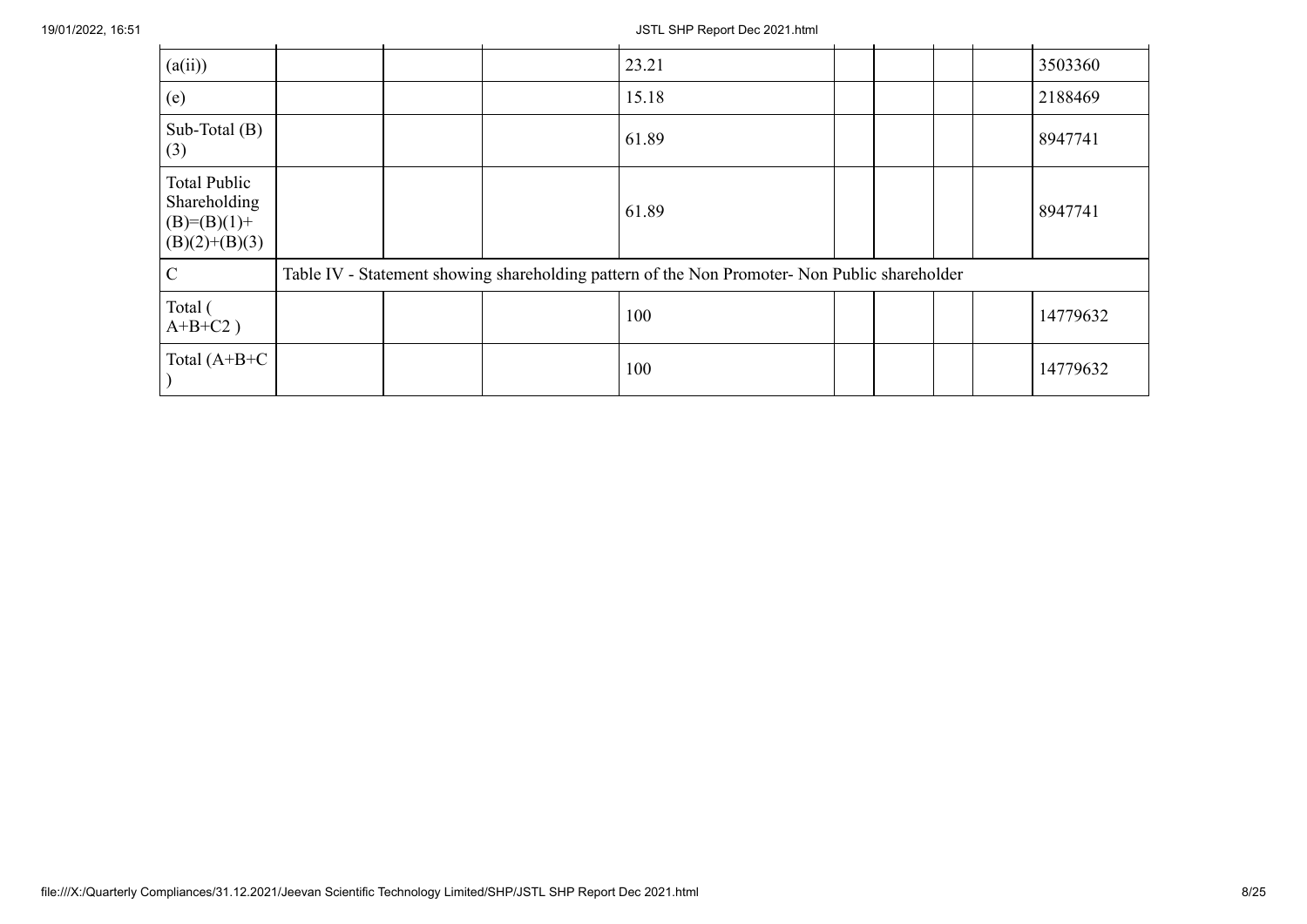| | | | | | | | | | |
|---|---|---|---|---|---|---|---|---|---|
| (a(ii)) | | | | 23.21 | | | | | 3503360 |
| (e) | | | | 15.18 | | | | | 2188469 |
| Sub-Total (B) (3) | | | | 61.89 | | | | | 8947741 |
| Total Public Shareholding (B)=(B)(1)+(B)(2)+(B)(3) | | | | 61.89 | | | | | 8947741 |
| C | Table IV - Statement showing shareholding pattern of the Non Promoter- Non Public shareholder | | | | | | | | |
| Total ( A+B+C2 ) | | | | 100 | | | | | 14779632 |
| Total (A+B+C ) | | | | 100 | | | | | 14779632 |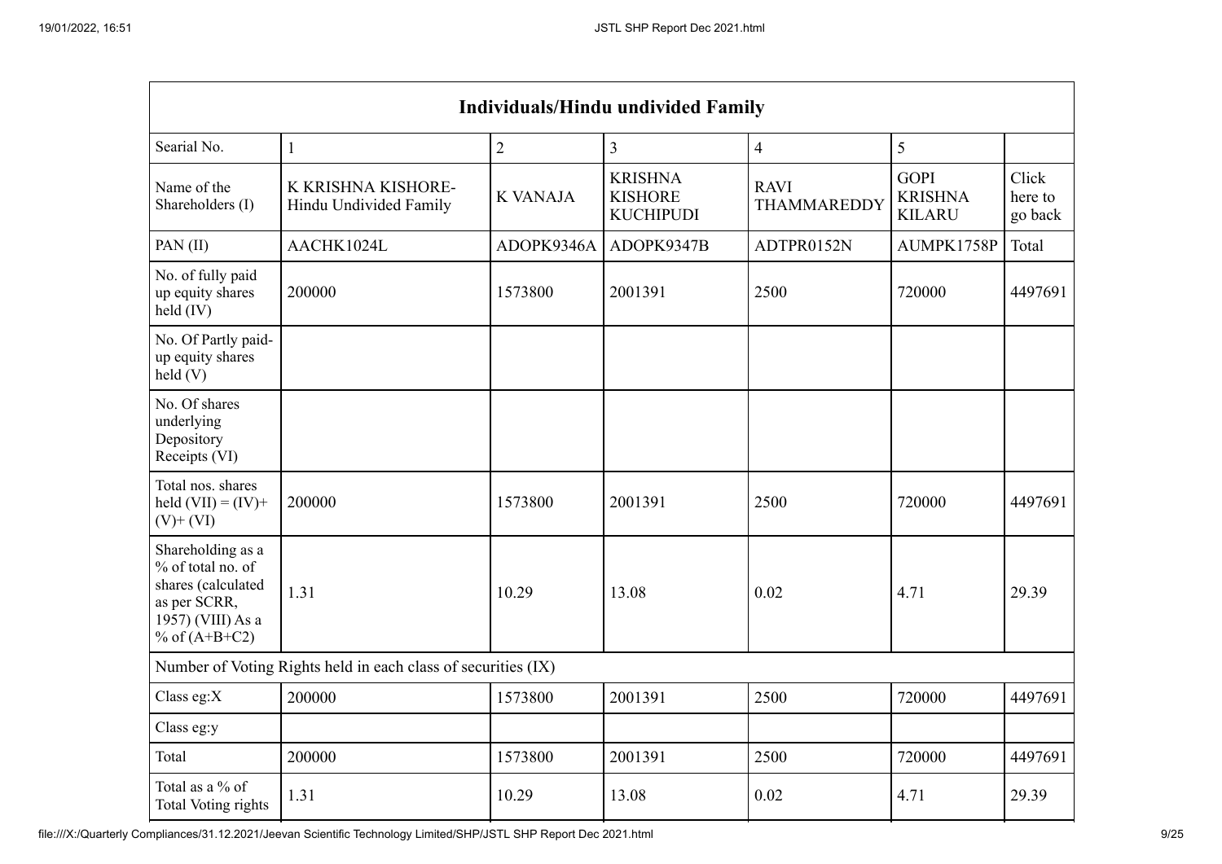| Individuals/Hindu undivided Family | | | | | | |
|---|---|---|---|---|---|---|
| Searial No. | 1 | 2 | 3 | 4 | 5 | |
| Name of the Shareholders (I) | K KRISHNA KISHORE-Hindu Undivided Family | K VANAJA | KRISHNA KISHORE KUCHIPUDI | RAVI THAMMAREDDY | GOPI KRISHNA KILARU | Click here to go back |
| PAN (II) | AACHK1024L | ADOPK9346A | ADOPK9347B | ADTPR0152N | AUMPK1758P | Total |
| No. of fully paid up equity shares held (IV) | 200000 | 1573800 | 2001391 | 2500 | 720000 | 4497691 |
| No. Of Partly paid-up equity shares held (V) | | | | | | |
| No. Of shares underlying Depository Receipts (VI) | | | | | | |
| Total nos. shares held (VII) = (IV)+ (V)+ (VI) | 200000 | 1573800 | 2001391 | 2500 | 720000 | 4497691 |
| Shareholding as a % of total no. of shares (calculated as per SCRR, 1957) (VIII) As a % of (A+B+C2) | 1.31 | 10.29 | 13.08 | 0.02 | 4.71 | 29.39 |
| Number of Voting Rights held in each class of securities (IX) | | | | | | |
| Class eg:X | 200000 | 1573800 | 2001391 | 2500 | 720000 | 4497691 |
| Class eg:y | | | | | | |
| Total | 200000 | 1573800 | 2001391 | 2500 | 720000 | 4497691 |
| Total as a % of Total Voting rights | 1.31 | 10.29 | 13.08 | 0.02 | 4.71 | 29.39 |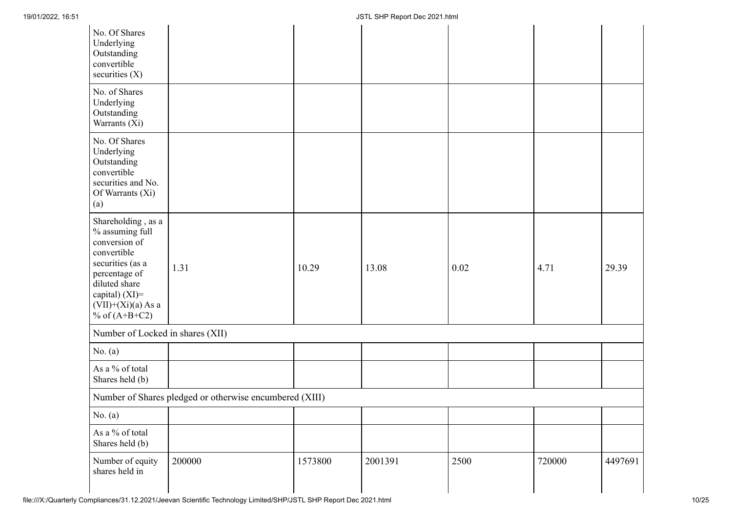| | | | | | | |
|---|---|---|---|---|---|---|
| No. Of Shares Underlying Outstanding convertible securities (X) | | | | | | |
| No. of Shares Underlying Outstanding Warrants (Xi) | | | | | | |
| No. Of Shares Underlying Outstanding convertible securities and No. Of Warrants (Xi) (a) | | | | | | |
| Shareholding , as a % assuming full conversion of convertible securities (as a percentage of diluted share capital) (XI)= (VII)+(Xi)(a) As a % of (A+B+C2) | 1.31 | 10.29 | 13.08 | 0.02 | 4.71 | 29.39 |
| Number of Locked in shares (XII) | | | | | | |
| No. (a) | | | | | | |
| As a % of total Shares held (b) | | | | | | |
| Number of Shares pledged or otherwise encumbered (XIII) | | | | | | |
| No. (a) | | | | | | |
| As a % of total Shares held (b) | | | | | | |
| Number of equity shares held in | 200000 | 1573800 | 2001391 | 2500 | 720000 | 4497691 |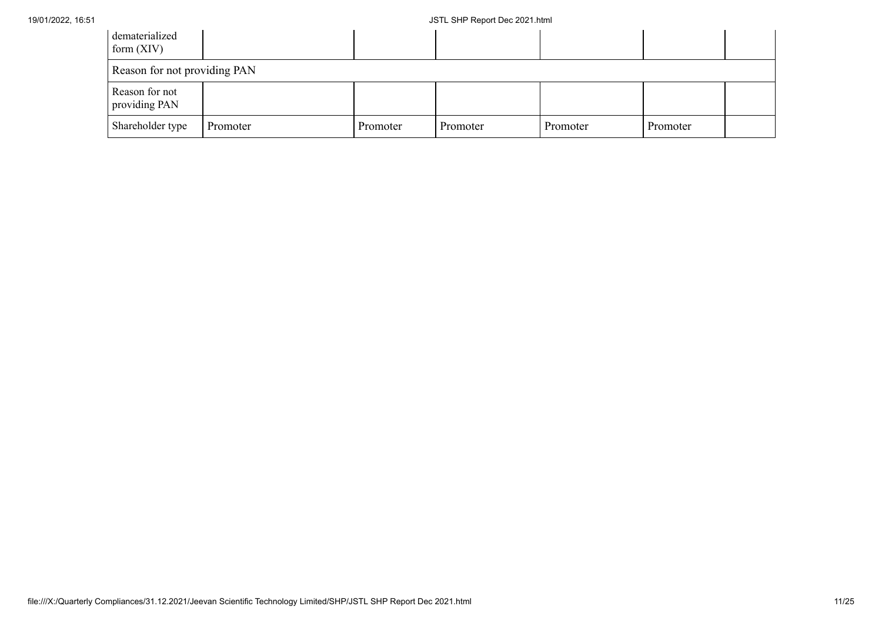| | | | | | | |
|---|---|---|---|---|---|---|
| dematerialized form (XIV) | | | | | | |
| Reason for not providing PAN | | | | | | |
| Reason for not providing PAN | | | | | | |
| Shareholder type | Promoter | Promoter | Promoter | Promoter | Promoter | |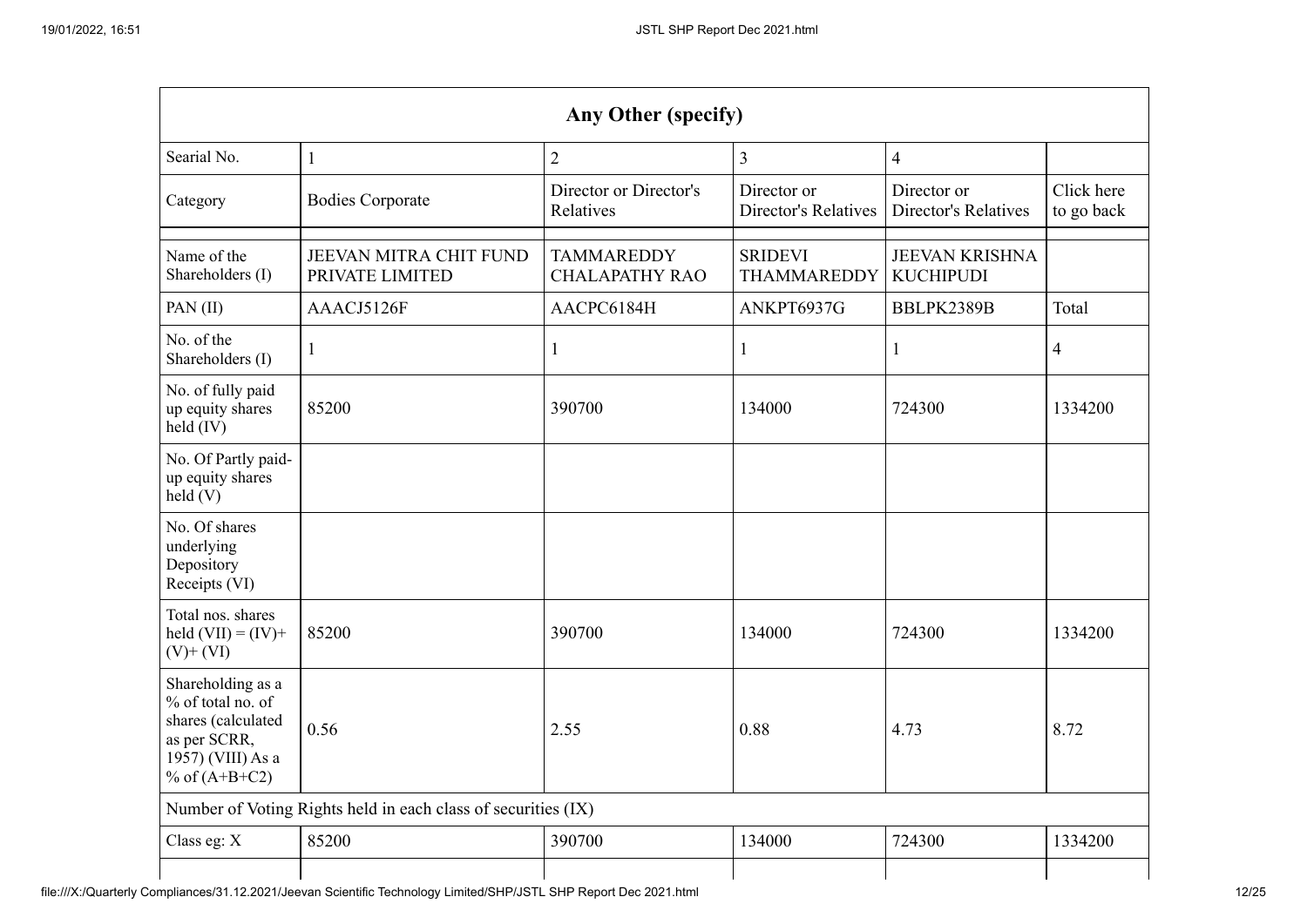| Any Other (specify) | | | | | |
|---|---|---|---|---|---|
| Searial No. | 1 | 2 | 3 | 4 | |
| Category | Bodies Corporate | Director or Director's Relatives | Director or Director's Relatives | Director or Director's Relatives | Click here to go back |
| Name of the Shareholders (I) | JEEVAN MITRA CHIT FUND PRIVATE LIMITED | TAMMAREDDY CHALAPATHY RAO | SRIDEVI THAMMAREDDY | JEEVAN KRISHNA KUCHIPUDI | |
| PAN (II) | AAACJ5126F | AACPC6184H | ANKPT6937G | BBLPK2389B | Total |
| No. of the Shareholders (I) | 1 | 1 | 1 | 1 | 4 |
| No. of fully paid up equity shares held (IV) | 85200 | 390700 | 134000 | 724300 | 1334200 |
| No. Of Partly paid-up equity shares held (V) | | | | | |
| No. Of shares underlying Depository Receipts (VI) | | | | | |
| Total nos. shares held (VII) = (IV)+ (V)+ (VI) | 85200 | 390700 | 134000 | 724300 | 1334200 |
| Shareholding as a % of total no. of shares (calculated as per SCRR, 1957) (VIII) As a % of (A+B+C2) | 0.56 | 2.55 | 0.88 | 4.73 | 8.72 |
| Number of Voting Rights held in each class of securities (IX) | | | | | |
| Class eg: X | 85200 | 390700 | 134000 | 724300 | 1334200 |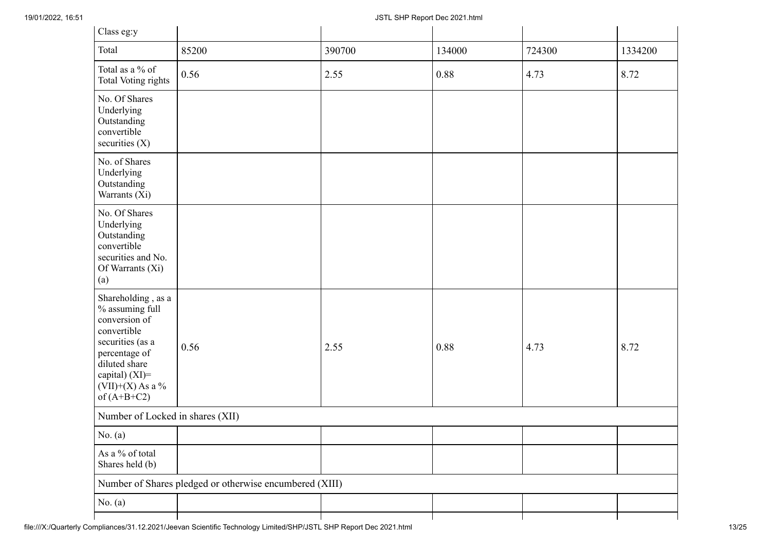| Class eg:y | | | | | |
|---|---|---|---|---|---|
| Total | 85200 | 390700 | 134000 | 724300 | 1334200 |
| Total as a % of Total Voting rights | 0.56 | 2.55 | 0.88 | 4.73 | 8.72 |
| No. Of Shares Underlying Outstanding convertible securities (X) | | | | | |
| No. of Shares Underlying Outstanding Warrants (Xi) | | | | | |
| No. Of Shares Underlying Outstanding convertible securities and No. Of Warrants (Xi) (a) | | | | | |
| Shareholding , as a % assuming full conversion of convertible securities (as a percentage of diluted share capital) (XI)= (VII)+(X) As a % of (A+B+C2) | 0.56 | 2.55 | 0.88 | 4.73 | 8.72 |
| Number of Locked in shares (XII) | | | | | |
| No. (a) | | | | | |
| As a % of total Shares held (b) | | | | | |
| Number of Shares pledged or otherwise encumbered (XIII) | | | | | |
| No. (a) | | | | | |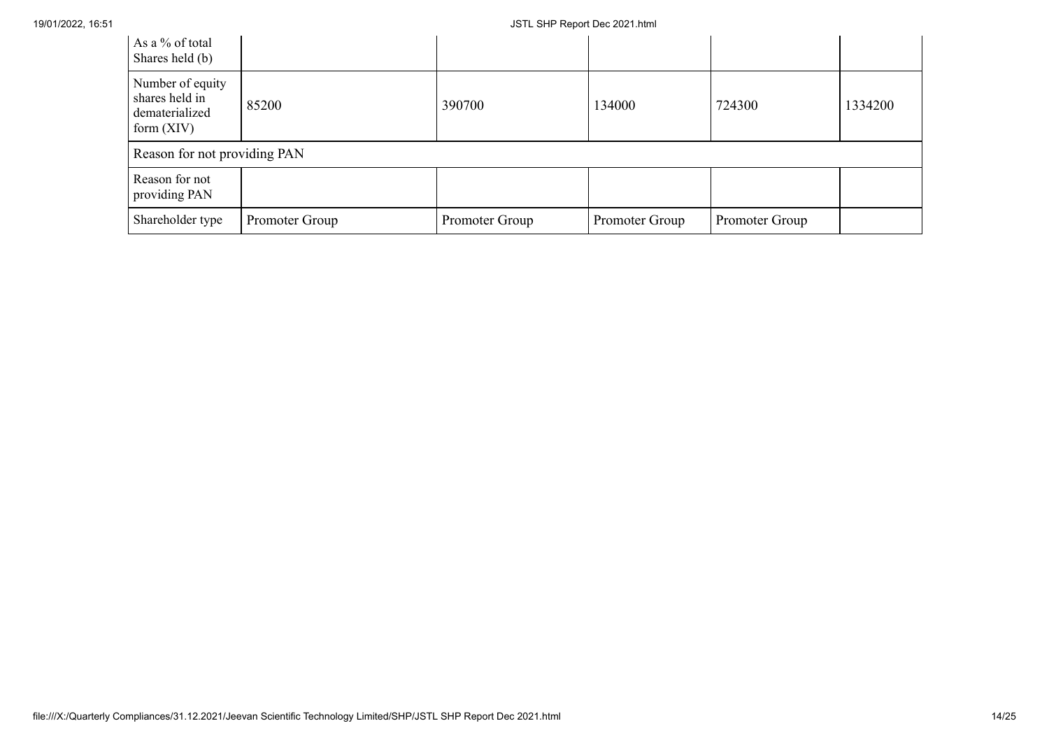| As a % of total Shares held (b) | | | | | |
|---|---|---|---|---|---|
| Number of equity shares held in dematerialized form (XIV) | 85200 | 390700 | 134000 | 724300 | 1334200 |
| Reason for not providing PAN | | | | | |
| Reason for not providing PAN | | | | | |
| Shareholder type | Promoter Group | Promoter Group | Promoter Group | Promoter Group | |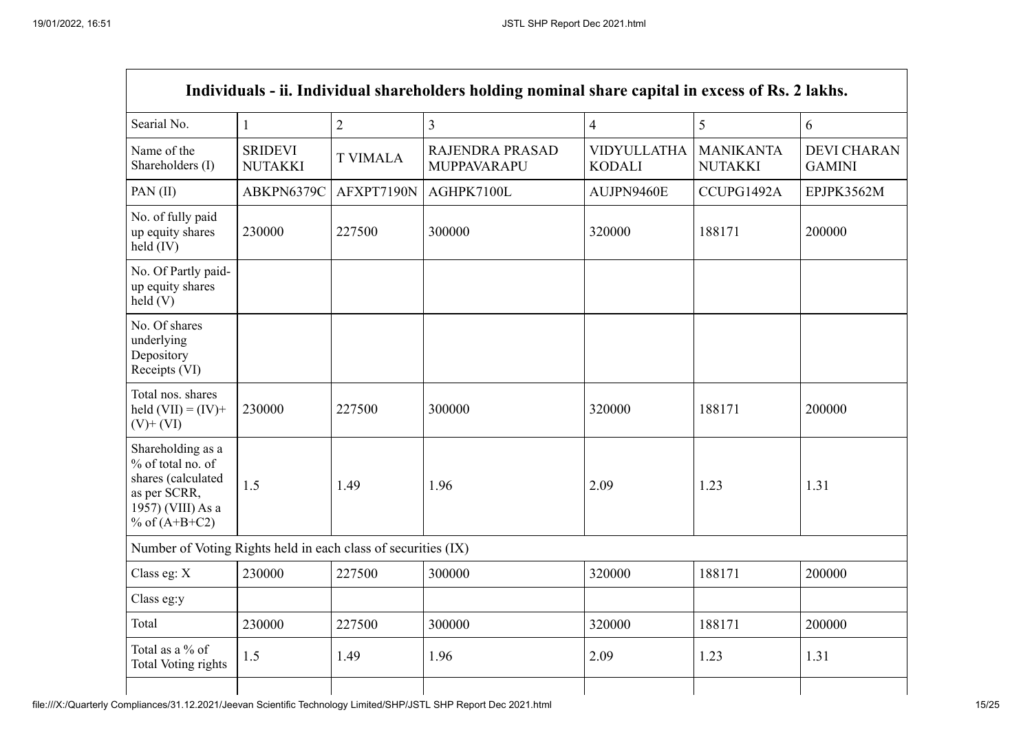| Individuals - ii. Individual shareholders holding nominal share capital in excess of Rs. 2 lakhs. | | | | | | |
|---|---|---|---|---|---|---|
| Searial No. | 1 | 2 | 3 | 4 | 5 | 6 |
| Name of the Shareholders (I) | SRIDEVI NUTAKKI | T VIMALA | RAJENDRA PRASAD MUPPAVARAPU | VIDYULLATHA KODALI | MANIKANTA NUTAKKI | DEVI CHARAN GAMINI |
| PAN (II) | ABKPN6379C | AFXPT7190N | AGHPK7100L | AUJPN9460E | CCUPG1492A | EPJPK3562M |
| No. of fully paid up equity shares held (IV) | 230000 | 227500 | 300000 | 320000 | 188171 | 200000 |
| No. Of Partly paid-up equity shares held (V) | | | | | | |
| No. Of shares underlying Depository Receipts (VI) | | | | | | |
| Total nos. shares held (VII) = (IV)+ (V)+ (VI) | 230000 | 227500 | 300000 | 320000 | 188171 | 200000 |
| Shareholding as a % of total no. of shares (calculated as per SCRR, 1957) (VIII) As a % of (A+B+C2) | 1.5 | 1.49 | 1.96 | 2.09 | 1.23 | 1.31 |
| Number of Voting Rights held in each class of securities (IX) | | | | | | |
| Class eg: X | 230000 | 227500 | 300000 | 320000 | 188171 | 200000 |
| Class eg:y | | | | | | |
| Total | 230000 | 227500 | 300000 | 320000 | 188171 | 200000 |
| Total as a % of Total Voting rights | 1.5 | 1.49 | 1.96 | 2.09 | 1.23 | 1.31 |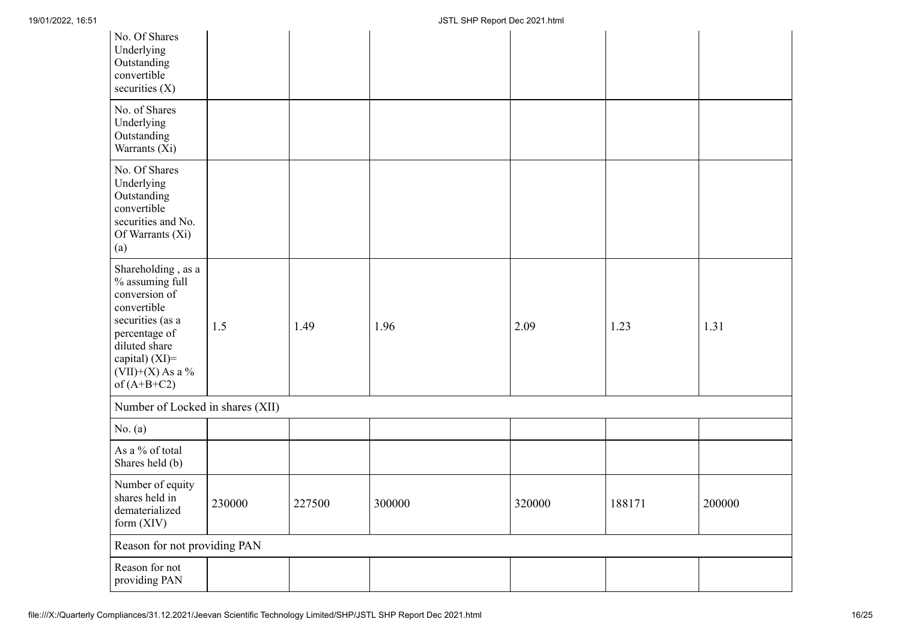| | | | | | | |
|---|---|---|---|---|---|---|
| No. Of Shares Underlying Outstanding convertible securities (X) | | | | | | |
| No. of Shares Underlying Outstanding Warrants (Xi) | | | | | | |
| No. Of Shares Underlying Outstanding convertible securities and No. Of Warrants (Xi) (a) | | | | | | |
| Shareholding , as a % assuming full conversion of convertible securities (as a percentage of diluted share capital) (XI)= (VII)+(X) As a % of (A+B+C2) | 1.5 | 1.49 | 1.96 | 2.09 | 1.23 | 1.31 |
| Number of Locked in shares (XII) | | | | | | |
| No. (a) | | | | | | |
| As a % of total Shares held (b) | | | | | | |
| Number of equity shares held in dematerialized form (XIV) | 230000 | 227500 | 300000 | 320000 | 188171 | 200000 |
| Reason for not providing PAN | | | | | | |
| Reason for not providing PAN | | | | | | |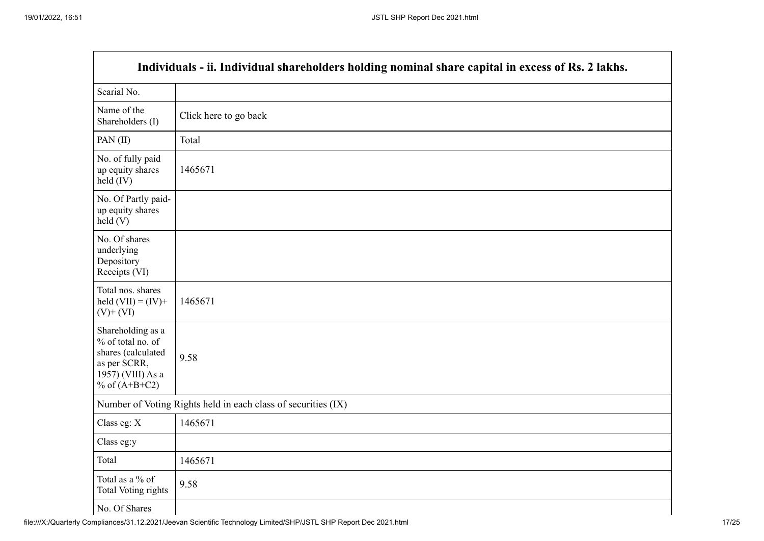| Individuals - ii. Individual shareholders holding nominal share capital in excess of Rs. 2 lakhs. | |
|---|---|
| Searial No. | |
| Name of the Shareholders (I) | Click here to go back |
| PAN (II) | Total |
| No. of fully paid up equity shares held (IV) | 1465671 |
| No. Of Partly paid-up equity shares held (V) | |
| No. Of shares underlying Depository Receipts (VI) | |
| Total nos. shares held (VII) = (IV)+ (V)+ (VI) | 1465671 |
| Shareholding as a % of total no. of shares (calculated as per SCRR, 1957) (VIII) As a % of (A+B+C2) | 9.58 |
| Number of Voting Rights held in each class of securities (IX) | |
| Class eg: X | 1465671 |
| Class eg:y | |
| Total | 1465671 |
| Total as a % of Total Voting rights | 9.58 |
| No. Of Shares | |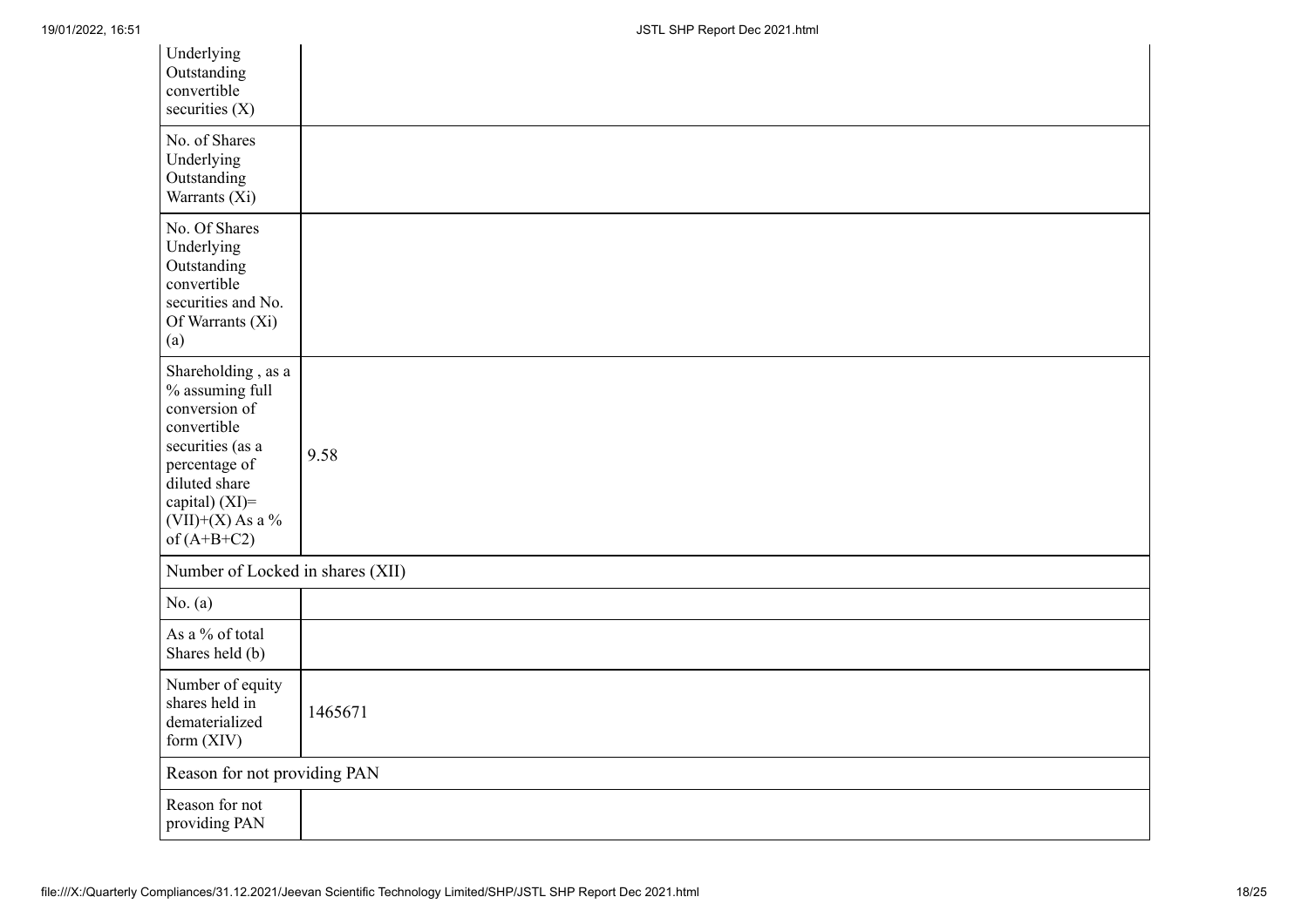| | |
|---|---|
| Underlying Outstanding convertible securities (X) | |
| No. of Shares Underlying Outstanding Warrants (Xi) | |
| No. Of Shares Underlying Outstanding convertible securities and No. Of Warrants (Xi) (a) | |
| Shareholding , as a % assuming full conversion of convertible securities (as a percentage of diluted share capital) (XI)= (VII)+(X) As a % of (A+B+C2) | 9.58 |
| Number of Locked in shares (XII) | |
| No. (a) | |
| As a % of total Shares held (b) | |
| Number of equity shares held in dematerialized form (XIV) | 1465671 |
| Reason for not providing PAN | |
| Reason for not providing PAN | |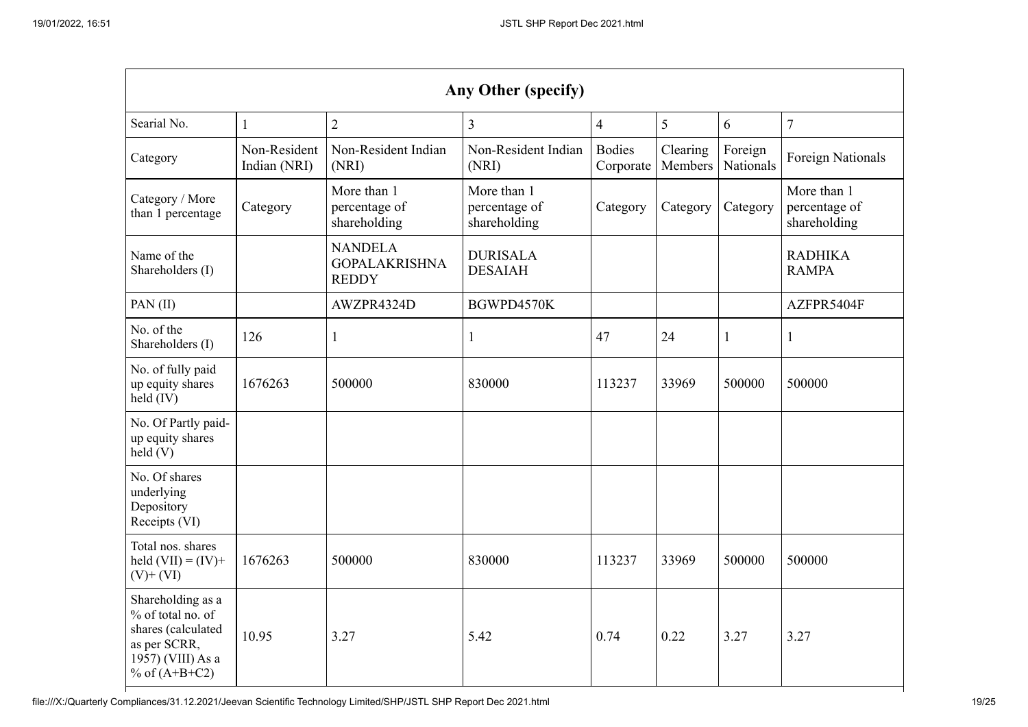| Any Other (specify) | | | | | | | |
|---|---|---|---|---|---|---|---|
| Searial No. | 1 | 2 | 3 | 4 | 5 | 6 | 7 |
| Category | Non-Resident Indian (NRI) | Non-Resident Indian (NRI) | Non-Resident Indian (NRI) | Bodies Corporate | Clearing Members | Foreign Nationals | Foreign Nationals |
| Category / More than 1 percentage | Category | More than 1 percentage of shareholding | More than 1 percentage of shareholding | Category | Category | Category | More than 1 percentage of shareholding |
| Name of the Shareholders (I) | | NANDELA GOPALAKRISHNA REDDY | DURISALA DESAIAH | | | | RADHIKA RAMPA |
| PAN (II) | | AWZPR4324D | BGWPD4570K | | | | AZFPR5404F |
| No. of the Shareholders (I) | 126 | 1 | 1 | 47 | 24 | 1 | 1 |
| No. of fully paid up equity shares held (IV) | 1676263 | 500000 | 830000 | 113237 | 33969 | 500000 | 500000 |
| No. Of Partly paid-up equity shares held (V) | | | | | | | |
| No. Of shares underlying Depository Receipts (VI) | | | | | | | |
| Total nos. shares held (VII) = (IV)+ (V)+ (VI) | 1676263 | 500000 | 830000 | 113237 | 33969 | 500000 | 500000 |
| Shareholding as a % of total no. of shares (calculated as per SCRR, 1957) (VIII) As a % of (A+B+C2) | 10.95 | 3.27 | 5.42 | 0.74 | 0.22 | 3.27 | 3.27 |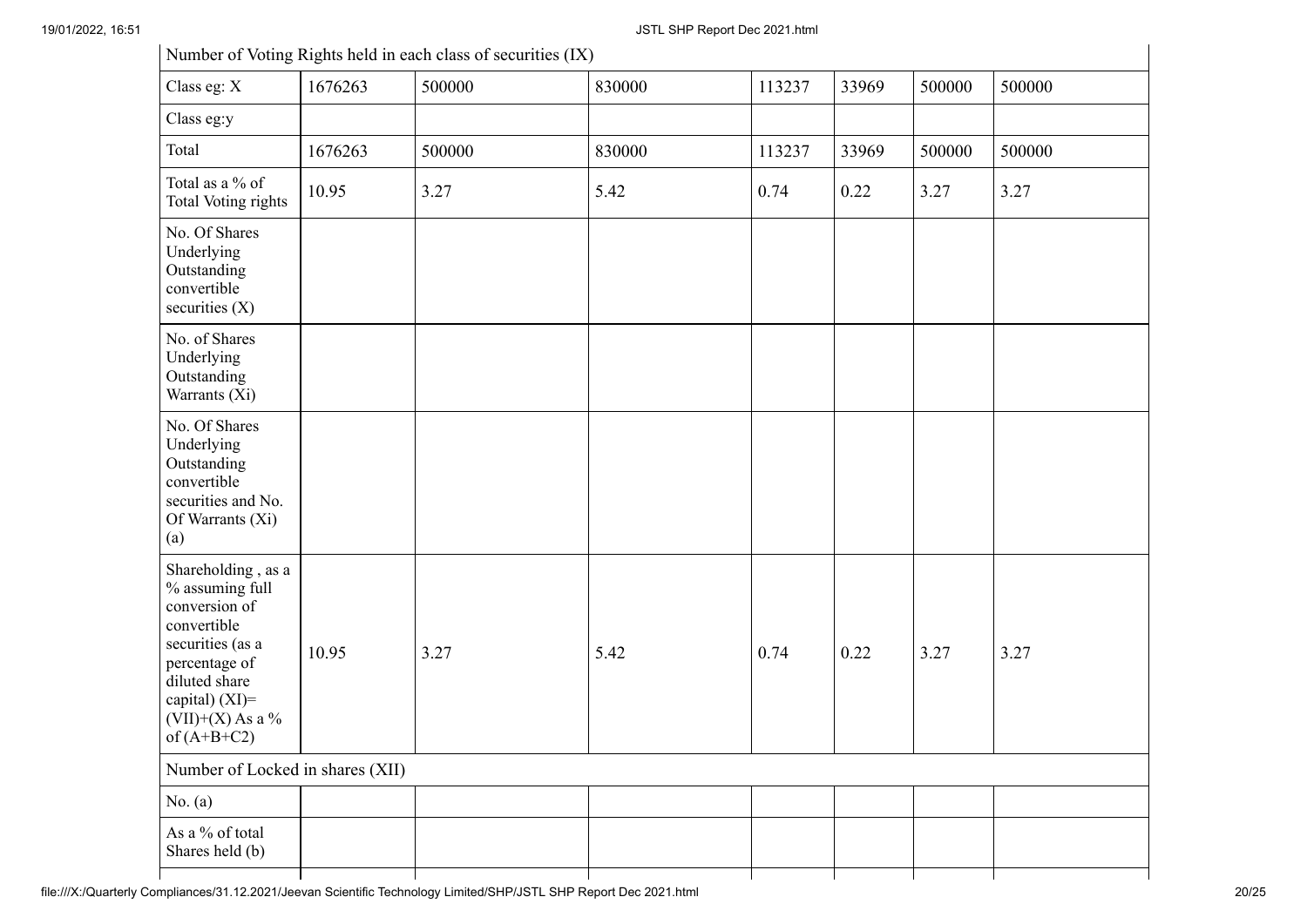| Number of Voting Rights held in each class of securities (IX) | | | | | | | |
|---|---|---|---|---|---|---|---|
| Class eg: X | 1676263 | 500000 | 830000 | 113237 | 33969 | 500000 | 500000 |
| Class eg:y | | | | | | | |
| Total | 1676263 | 500000 | 830000 | 113237 | 33969 | 500000 | 500000 |
| Total as a % of Total Voting rights | 10.95 | 3.27 | 5.42 | 0.74 | 0.22 | 3.27 | 3.27 |
| No. Of Shares Underlying Outstanding convertible securities (X) | | | | | | | |
| No. of Shares Underlying Outstanding Warrants (Xi) | | | | | | | |
| No. Of Shares Underlying Outstanding convertible securities and No. Of Warrants (Xi) (a) | | | | | | | |
| Shareholding , as a % assuming full conversion of convertible securities (as a percentage of diluted share capital) (XI)= (VII)+(X) As a % of (A+B+C2) | 10.95 | 3.27 | 5.42 | 0.74 | 0.22 | 3.27 | 3.27 |
| Number of Locked in shares (XII) | | | | | | | |
| No. (a) | | | | | | | |
| As a % of total Shares held (b) | | | | | | | |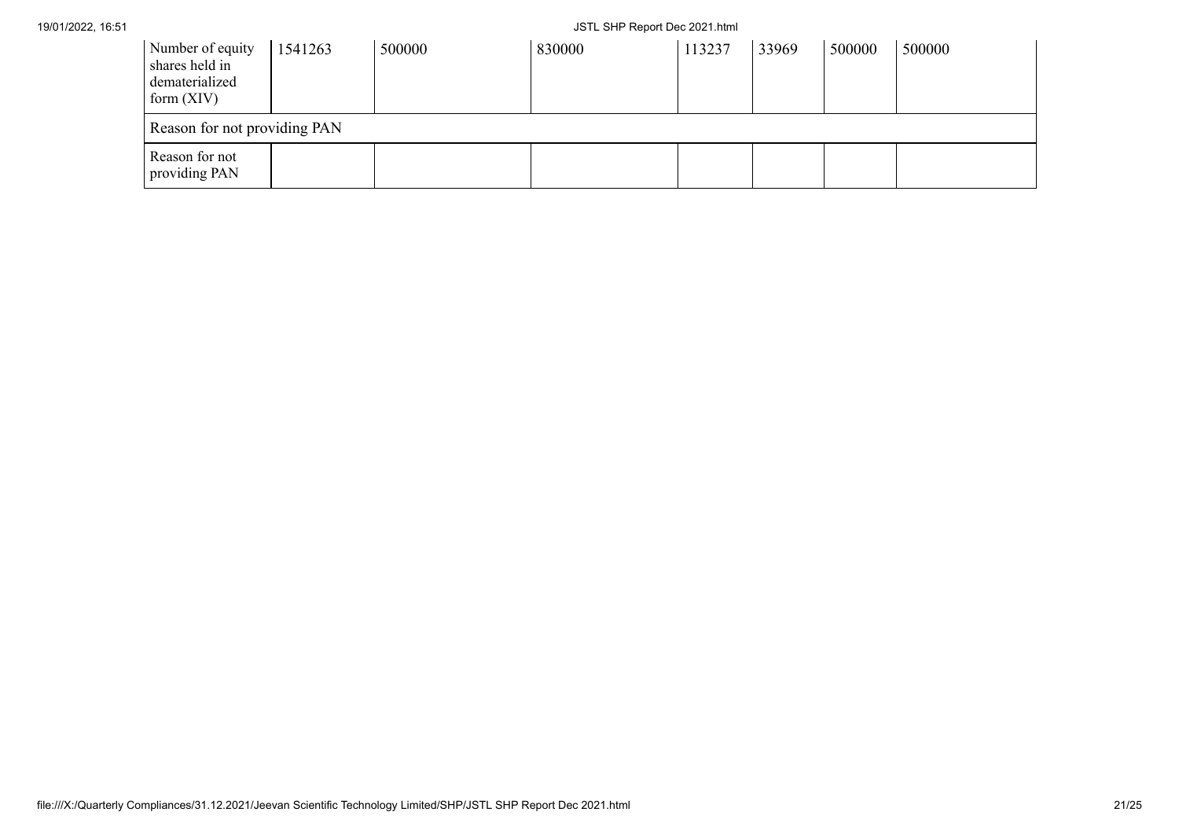| Number of equity shares held in dematerialized form (XIV) | 1541263 | 500000 | 830000 | 113237 | 33969 | 500000 | 500000 |
|---|---|---|---|---|---|---|---|
| Reason for not providing PAN | | | | | | | |
| Reason for not providing PAN | | | | | | | |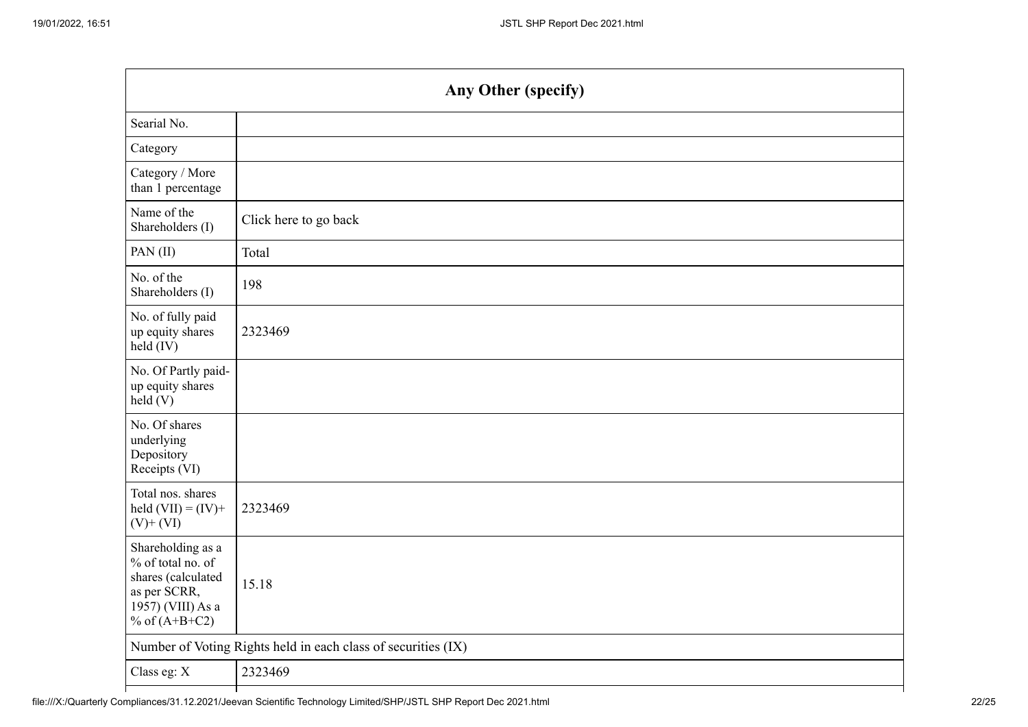| Any Other (specify) | |
|---|---|
| Searial No. | |
| Category | |
| Category / More than 1 percentage | |
| Name of the Shareholders (I) | Click here to go back |
| PAN (II) | Total |
| No. of the Shareholders (I) | 198 |
| No. of fully paid up equity shares held (IV) | 2323469 |
| No. Of Partly paid-up equity shares held (V) | |
| No. Of shares underlying Depository Receipts (VI) | |
| Total nos. shares held (VII) = (IV)+ (V)+ (VI) | 2323469 |
| Shareholding as a % of total no. of shares (calculated as per SCRR, 1957) (VIII) As a % of (A+B+C2) | 15.18 |
| Number of Voting Rights held in each class of securities (IX) | |
| Class eg: X | 2323469 |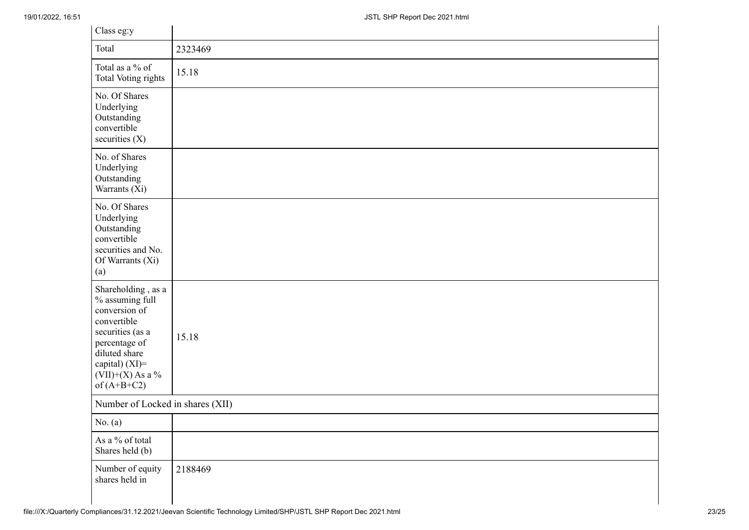| Class eg:y | |
|---|---|
| Total | 2323469 |
| Total as a % of Total Voting rights | 15.18 |
| No. Of Shares Underlying Outstanding convertible securities (X) | |
| No. of Shares Underlying Outstanding Warrants (Xi) | |
| No. Of Shares Underlying Outstanding convertible securities and No. Of Warrants (Xi) (a) | |
| Shareholding , as a % assuming full conversion of convertible securities (as a percentage of diluted share capital) (XI)= (VII)+(X) As a % of (A+B+C2) | 15.18 |
| Number of Locked in shares (XII) | |
| No. (a) | |
| As a % of total Shares held (b) | |
| Number of equity shares held in | 2188469 |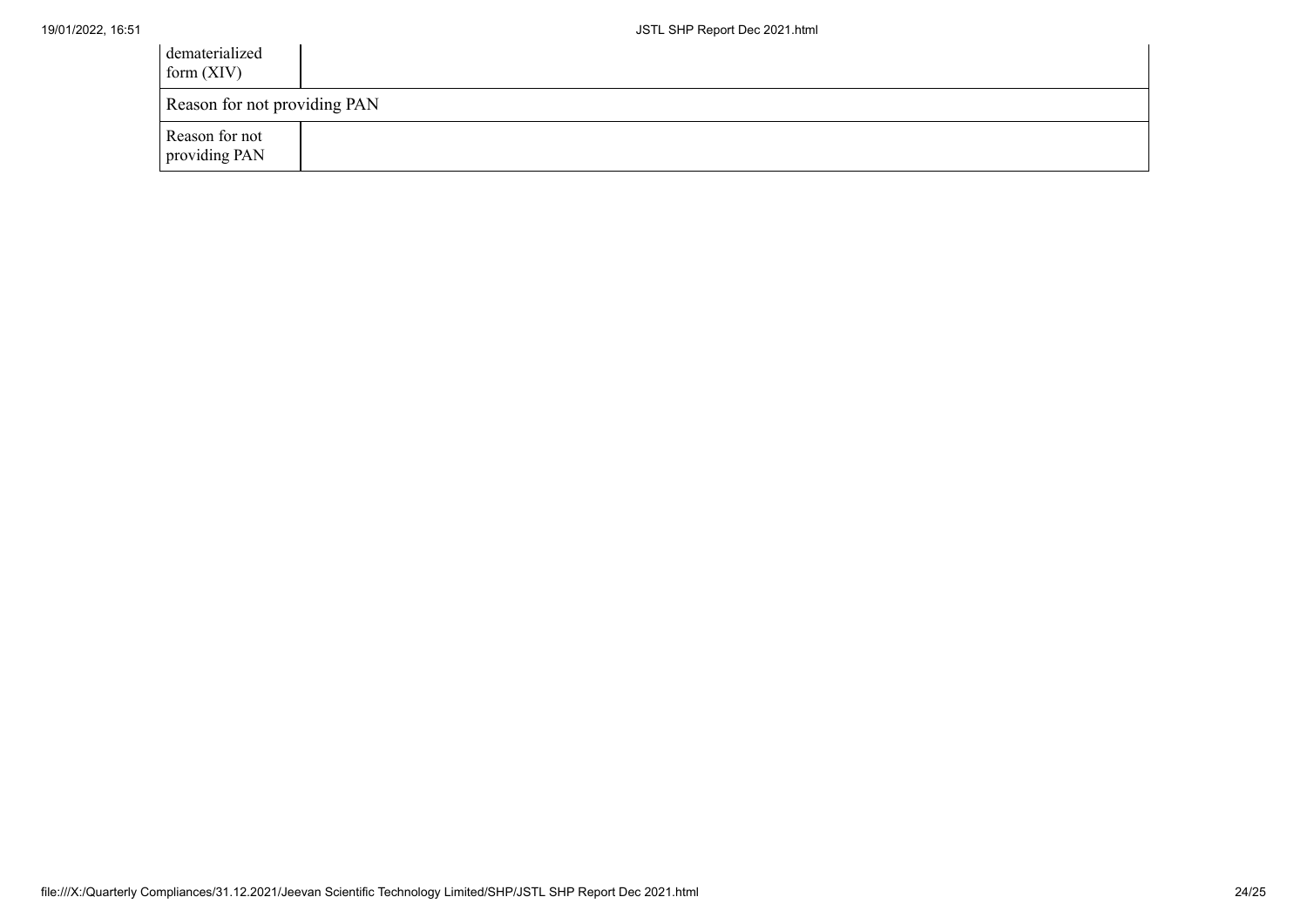| dematerialized form (XIV) | |
| --- | --- |
| Reason for not providing PAN | |
| Reason for not providing PAN | |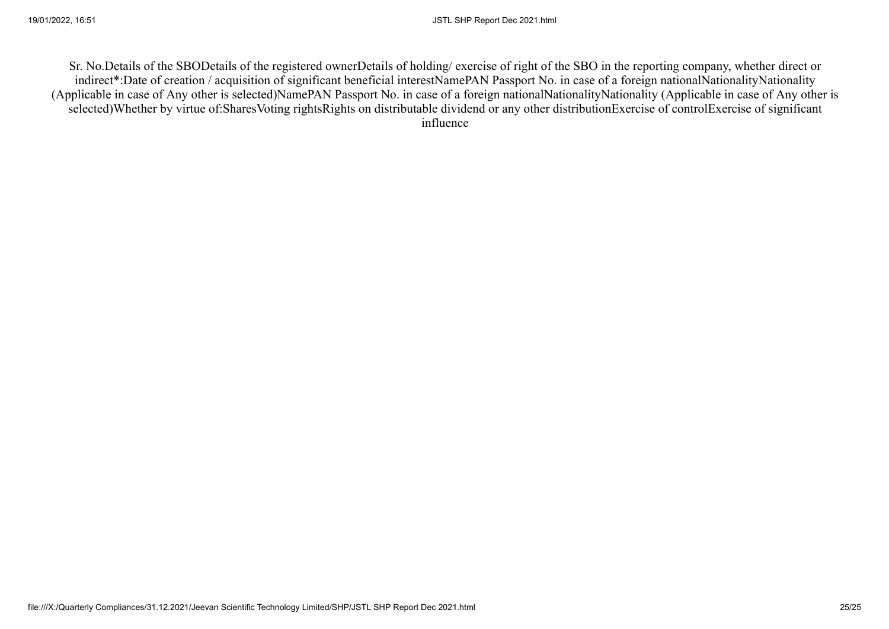Sr. No.Details of the SBODetails of the registered ownerDetails of holding/ exercise of right of the SBO in the reporting company, whether direct or indirect*:Date of creation / acquisition of significant beneficial interestNamePAN Passport No. in case of a foreign nationalNationalityNationality (Applicable in case of Any other is selected)NamePAN Passport No. in case of a foreign nationalNationalityNationality (Applicable in case of Any other is selected)Whether by virtue of:SharesVoting rightsRights on distributable dividend or any other distributionExercise of controlExercise of significant influence